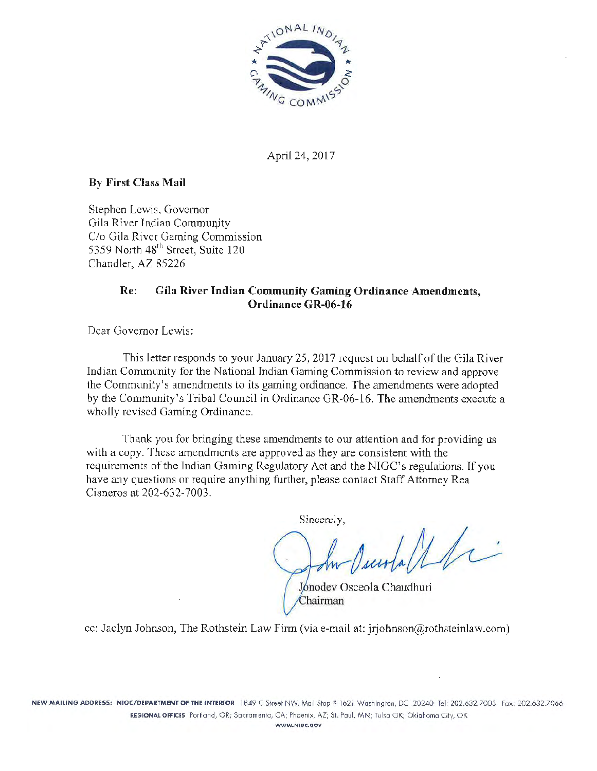April 24, 2017

**By First Class Mail**

Stephen Lewis, Governor
Gila River Indian Community
C/o Gila River Gaming Commission
5359 North 48th Street, Suite 120
Chandler, AZ 85226

**Re: Gila River Indian Community Gaming Ordinance Amendments, Ordinance GR-06-16**

Dear Governor Lewis:

This letter responds to your January 25, 2017 request on behalf of the Gila River Indian Community for the National Indian Gaming Commission to review and approve the Community's amendments to its gaming ordinance. The amendments were adopted by the Community's Tribal Council in Ordinance GR-06-16. The amendments execute a wholly revised Gaming Ordinance.

Thank you for bringing these amendments to our attention and for providing us with a copy. These amendments are approved as they are consistent with the requirements of the Indian Gaming Regulatory Act and the NIGC's regulations. If you have any questions or require anything further, please contact Staff Attorney Rea Cisneros at 202-632-7003.

Sincerely,

Jonodev Osceola Chaudhuri
Chairman

cc: Jaclyn Johnson, The Rothstein Law Firm (via e-mail at: jrjohnson@rothsteinlaw.com)

NEW MAILING ADDRESS: NIGC/DEPARTMENT OF THE INTERIOR 1849 C Street NW, Mail Stop # 1621 Washington, DC 20240 Tel: 202.632.7003 Fax: 202.632.7066
REGIONAL OFFICES Portland, OR; Sacramento, CA; Phoenix, AZ; St. Paul, MN; Tulsa OK; Oklahoma City, OK
WWW.NIGC.GOV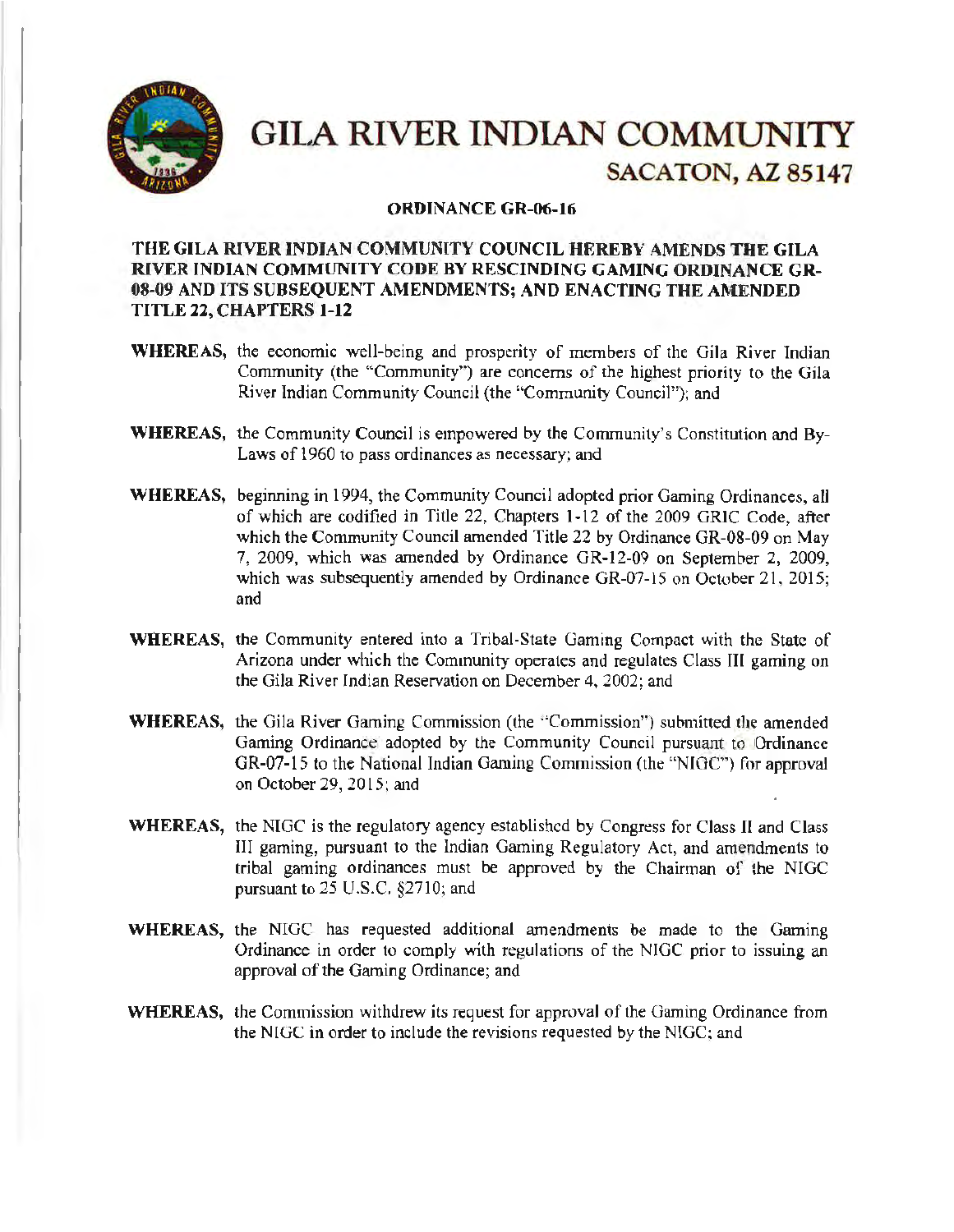# GILA RIVER INDIAN COMMUNITY

## SACATON, AZ 85147

**ORDINANCE GR-06-16**

**THE GILA RIVER INDIAN COMMUNITY COUNCIL HEREBY AMENDS THE GILA RIVER INDIAN COMMUNITY CODE BY RESCINDING GAMING ORDINANCE GR-08-09 AND ITS SUBSEQUENT AMENDMENTS; AND ENACTING THE AMENDED TITLE 22, CHAPTERS 1-12**

**WHEREAS,** the economic well-being and prosperity of members of the Gila River Indian Community (the "Community") are concerns of the highest priority to the Gila River Indian Community Council (the "Community Council"); and

**WHEREAS,** the Community Council is empowered by the Community's Constitution and By-Laws of 1960 to pass ordinances as necessary; and

**WHEREAS,** beginning in 1994, the Community Council adopted prior Gaming Ordinances, all of which are codified in Title 22, Chapters 1-12 of the 2009 GRIC Code, after which the Community Council amended Title 22 by Ordinance GR-08-09 on May 7, 2009, which was amended by Ordinance GR-12-09 on September 2, 2009, which was subsequently amended by Ordinance GR-07-15 on October 21, 2015; and

**WHEREAS,** the Community entered into a Tribal-State Gaming Compact with the State of Arizona under which the Community operates and regulates Class III gaming on the Gila River Indian Reservation on December 4, 2002; and

**WHEREAS,** the Gila River Gaming Commission (the "Commission") submitted the amended Gaming Ordinance adopted by the Community Council pursuant to Ordinance GR-07-15 to the National Indian Gaming Commission (the "NIGC") for approval on October 29, 2015; and

**WHEREAS,** the NIGC is the regulatory agency established by Congress for Class II and Class III gaming, pursuant to the Indian Gaming Regulatory Act, and amendments to tribal gaming ordinances must be approved by the Chairman of the NIGC pursuant to 25 U.S.C. §2710; and

**WHEREAS,** the NIGC has requested additional amendments be made to the Gaming Ordinance in order to comply with regulations of the NIGC prior to issuing an approval of the Gaming Ordinance; and

**WHEREAS,** the Commission withdrew its request for approval of the Gaming Ordinance from the NIGC in order to include the revisions requested by the NIGC; and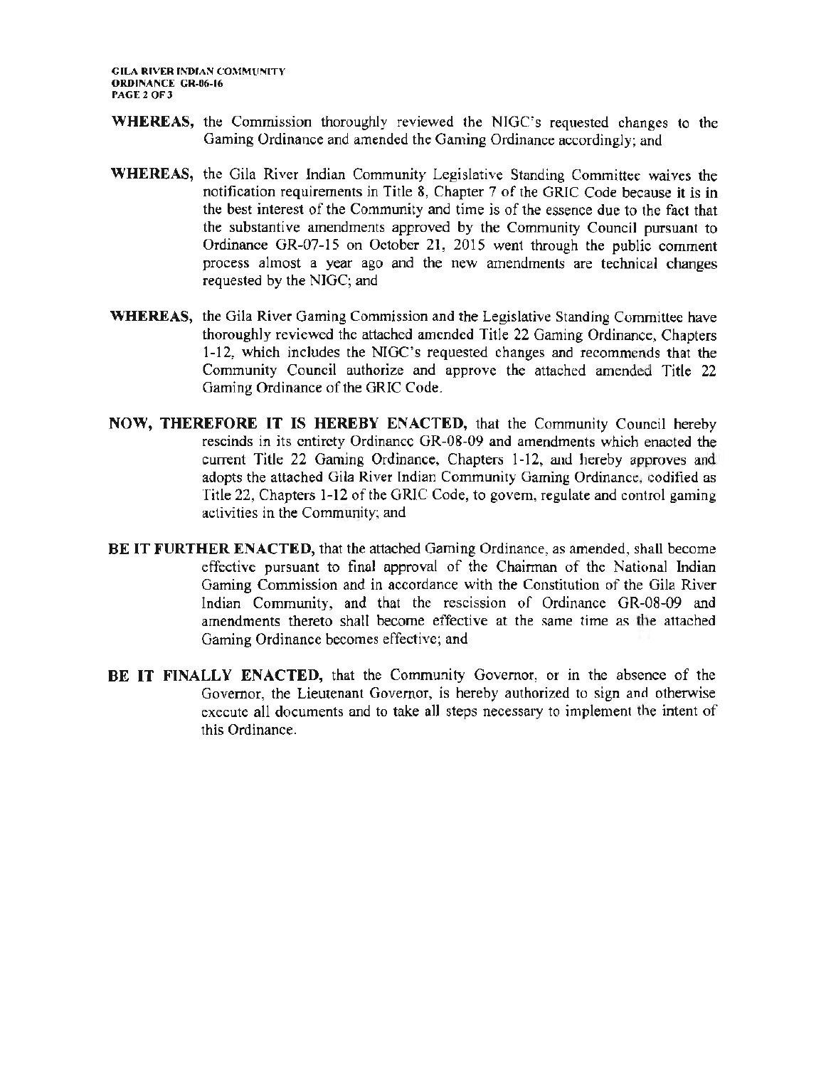**WHEREAS,** the Commission thoroughly reviewed the NIGC's requested changes to the Gaming Ordinance and amended the Gaming Ordinance accordingly; and

**WHEREAS,** the Gila River Indian Community Legislative Standing Committee waives the notification requirements in Title 8, Chapter 7 of the GRIC Code because it is in the best interest of the Community and time is of the essence due to the fact that the substantive amendments approved by the Community Council pursuant to Ordinance GR-07-15 on October 21, 2015 went through the public comment process almost a year ago and the new amendments are technical changes requested by the NIGC; and

**WHEREAS,** the Gila River Gaming Commission and the Legislative Standing Committee have thoroughly reviewed the attached amended Title 22 Gaming Ordinance, Chapters 1-12, which includes the NIGC's requested changes and recommends that the Community Council authorize and approve the attached amended Title 22 Gaming Ordinance of the GRIC Code.

**NOW, THEREFORE IT IS HEREBY ENACTED,** that the Community Council hereby rescinds in its entirety Ordinance GR-08-09 and amendments which enacted the current Title 22 Gaming Ordinance, Chapters 1-12, and hereby approves and adopts the attached Gila River Indian Community Gaming Ordinance, codified as Title 22, Chapters 1-12 of the GRIC Code, to govern, regulate and control gaming activities in the Community; and

**BE IT FURTHER ENACTED,** that the attached Gaming Ordinance, as amended, shall become effective pursuant to final approval of the Chairman of the National Indian Gaming Commission and in accordance with the Constitution of the Gila River Indian Community, and that the rescission of Ordinance GR-08-09 and amendments thereto shall become effective at the same time as the attached Gaming Ordinance becomes effective; and

**BE IT FINALLY ENACTED,** that the Community Governor, or in the absence of the Governor, the Lieutenant Governor, is hereby authorized to sign and otherwise execute all documents and to take all steps necessary to implement the intent of this Ordinance.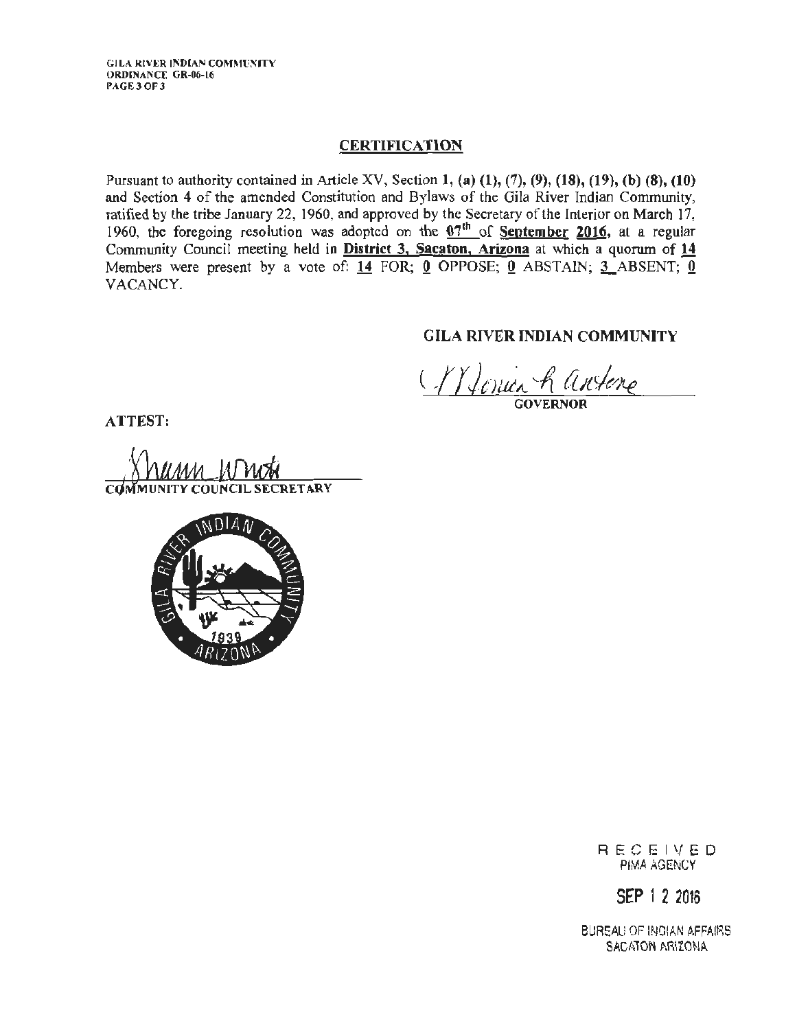## CERTIFICATION

Pursuant to authority contained in Article XV, Section **1**, **(a) (1)**, **(7)**, **(9)**, **(18)**, **(19)**, **(b) (8)**, **(10)** and Section 4 of the amended Constitution and Bylaws of the Gila River Indian Community, ratified by the tribe January 22, 1960, and approved by the Secretary of the Interior on March 17, 1960, the foregoing resolution was adopted on the **07th** of **September 2016**, at a regular Community Council meeting held in **District 3, Sacaton, Arizona** at which a quorum of **14** Members were present by a vote of: **14** FOR; **0** OPPOSE; **0** ABSTAIN; **3** ABSENT; **0** VACANCY.

**GILA RIVER INDIAN COMMUNITY**

**GOVERNOR**

**ATTEST:**

**COMMUNITY COUNCIL SECRETARY**

RECEIVED
PIMA AGENCY

SEP 12 2016

BUREAU OF INDIAN AFFAIRS
SACATON ARIZONA